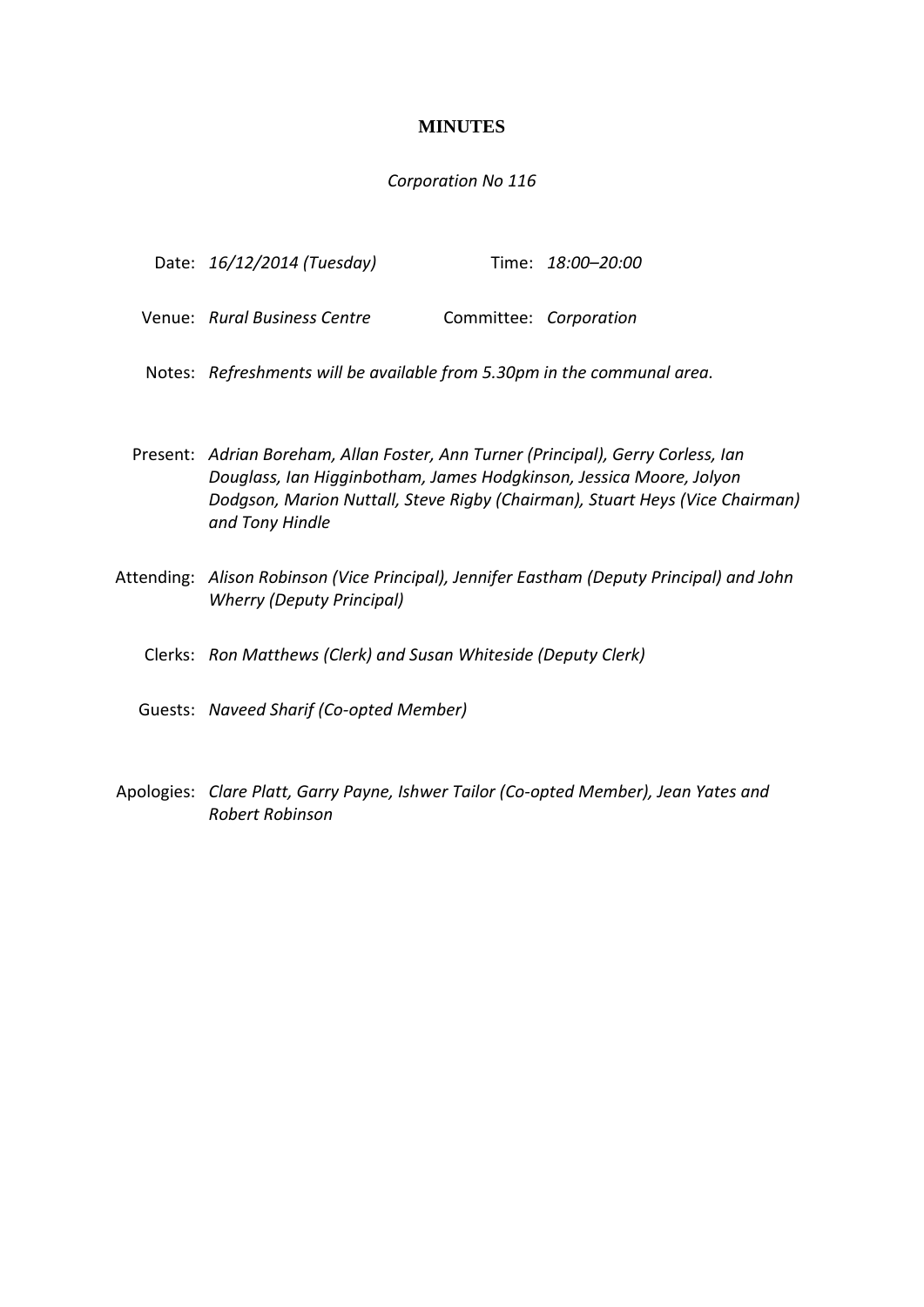# MINUTES

*Corporation No 116*

Date: *16/12/2014 (Tuesday)* Time: *18:00–20:00*

Venue: *Rural Business Centre* Committee: *Corporation*

Notes: *Refreshments will be available from 5.30pm in the communal area.*

Present: *Adrian Boreham, Allan Foster, Ann Turner (Principal), Gerry Corless, Ian Douglass, Ian Higginbotham, James Hodgkinson, Jessica Moore, Jolyon Dodgson, Marion Nuttall, Steve Rigby (Chairman), Stuart Heys (Vice Chairman) and Tony Hindle*

Attending: *Alison Robinson (Vice Principal), Jennifer Eastham (Deputy Principal) and John Wherry (Deputy Principal)*

Clerks: *Ron Matthews (Clerk) and Susan Whiteside (Deputy Clerk)*

Guests: *Naveed Sharif (Co-opted Member)*

Apologies: *Clare Platt, Garry Payne, Ishwer Tailor (Co-opted Member), Jean Yates and Robert Robinson*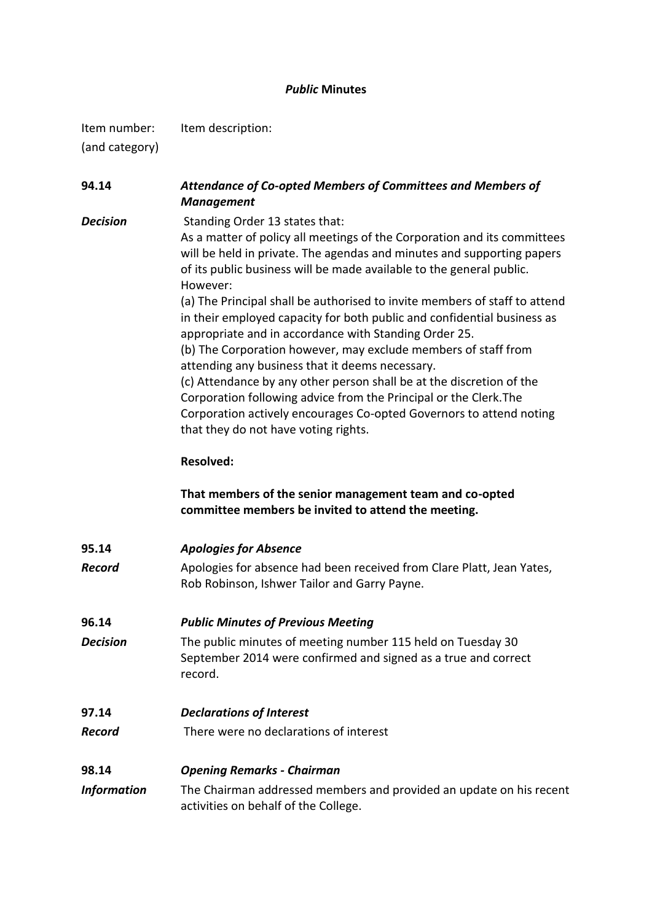**_Public_ Minutes**

| Item number: (and category) | Item description: |
| --- | --- |
| **94.14** | ***Attendance of Co-opted Members of Committees and Members of Management*** |
| ***Decision*** | Standing Order 13 states that:<br>As a matter of policy all meetings of the Corporation and its committees will be held in private. The agendas and minutes and supporting papers of its public business will be made available to the general public. However:<br>(a) The Principal shall be authorised to invite members of staff to attend in their employed capacity for both public and confidential business as appropriate and in accordance with Standing Order 25.<br>(b) The Corporation however, may exclude members of staff from attending any business that it deems necessary.<br>(c) Attendance by any other person shall be at the discretion of the Corporation following advice from the Principal or the Clerk.The Corporation actively encourages Co-opted Governors to attend noting that they do not have voting rights.<br><br>**Resolved:**<br><br>**That members of the senior management team and co-opted committee members be invited to attend the meeting.** |
| **95.14** | ***Apologies for Absence*** |
| ***Record*** | Apologies for absence had been received from Clare Platt, Jean Yates, Rob Robinson, Ishwer Tailor and Garry Payne. |
| **96.14** | ***Public Minutes of Previous Meeting*** |
| ***Decision*** | The public minutes of meeting number 115 held on Tuesday 30 September 2014 were confirmed and signed as a true and correct record. |
| **97.14** | ***Declarations of Interest*** |
| ***Record*** | There were no declarations of interest |
| **98.14** | ***Opening Remarks - Chairman*** |
| ***Information*** | The Chairman addressed members and provided an update on his recent activities on behalf of the College. |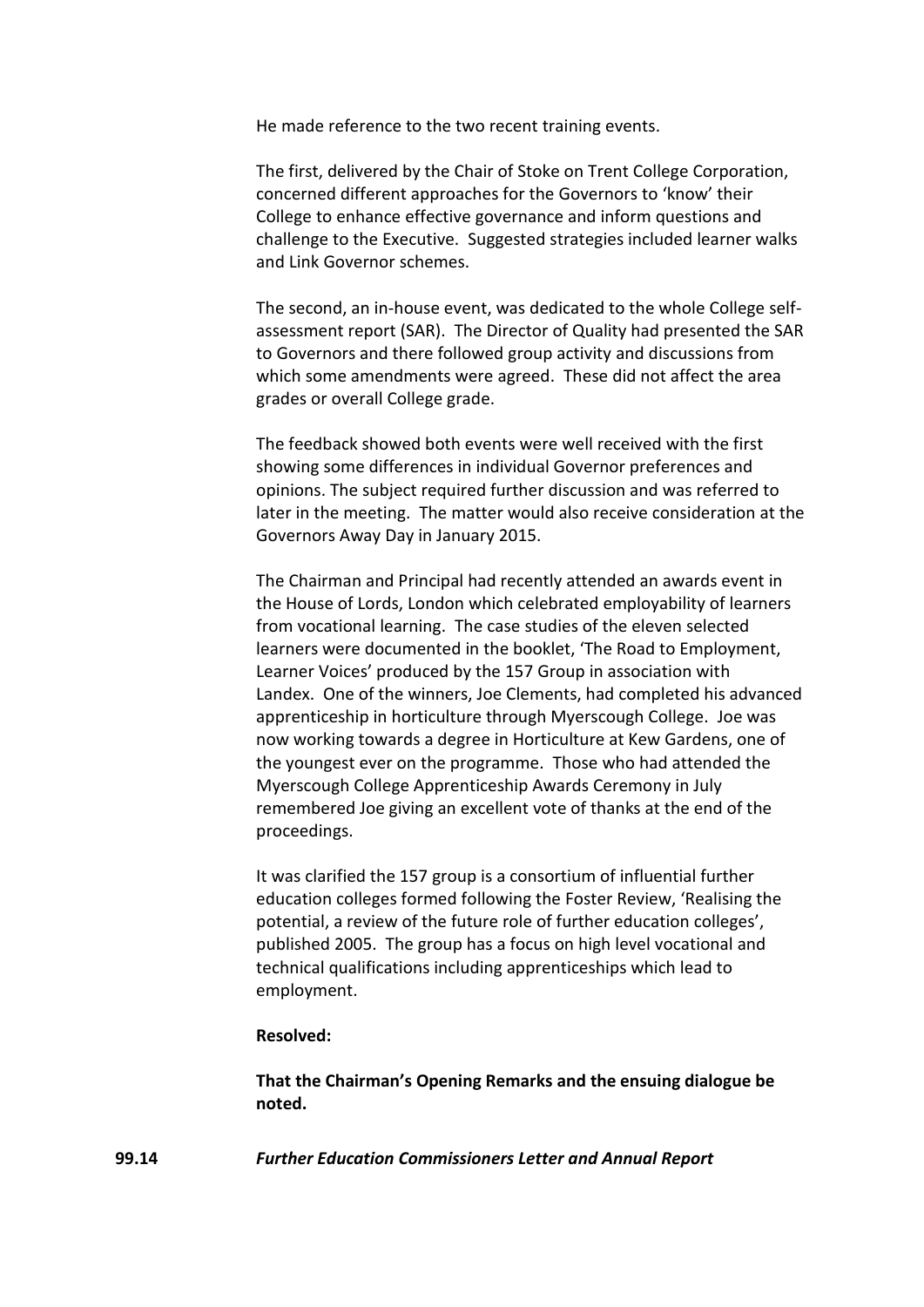He made reference to the two recent training events.

The first, delivered by the Chair of Stoke on Trent College Corporation, concerned different approaches for the Governors to 'know' their College to enhance effective governance and inform questions and challenge to the Executive. Suggested strategies included learner walks and Link Governor schemes.

The second, an in-house event, was dedicated to the whole College self-assessment report (SAR). The Director of Quality had presented the SAR to Governors and there followed group activity and discussions from which some amendments were agreed. These did not affect the area grades or overall College grade.

The feedback showed both events were well received with the first showing some differences in individual Governor preferences and opinions. The subject required further discussion and was referred to later in the meeting. The matter would also receive consideration at the Governors Away Day in January 2015.

The Chairman and Principal had recently attended an awards event in the House of Lords, London which celebrated employability of learners from vocational learning. The case studies of the eleven selected learners were documented in the booklet, 'The Road to Employment, Learner Voices' produced by the 157 Group in association with Landex. One of the winners, Joe Clements, had completed his advanced apprenticeship in horticulture through Myerscough College. Joe was now working towards a degree in Horticulture at Kew Gardens, one of the youngest ever on the programme. Those who had attended the Myerscough College Apprenticeship Awards Ceremony in July remembered Joe giving an excellent vote of thanks at the end of the proceedings.

It was clarified the 157 group is a consortium of influential further education colleges formed following the Foster Review, 'Realising the potential, a review of the future role of further education colleges', published 2005. The group has a focus on high level vocational and technical qualifications including apprenticeships which lead to employment.

**Resolved:**

**That the Chairman's Opening Remarks and the ensuing dialogue be noted.**

**99.14** ***Further Education Commissioners Letter and Annual Report***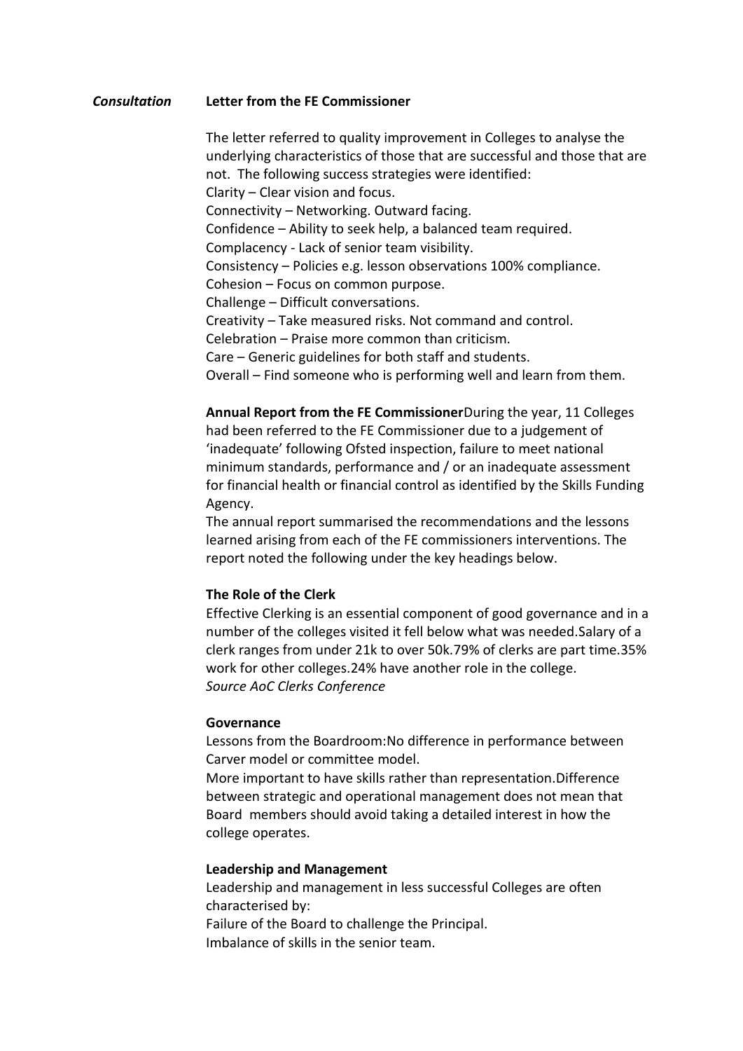*Consultation* **Letter from the FE Commissioner**

The letter referred to quality improvement in Colleges to analyse the underlying characteristics of those that are successful and those that are not. The following success strategies were identified:
Clarity – Clear vision and focus.
Connectivity – Networking. Outward facing.
Confidence – Ability to seek help, a balanced team required.
Complacency - Lack of senior team visibility.
Consistency – Policies e.g. lesson observations 100% compliance.
Cohesion – Focus on common purpose.
Challenge – Difficult conversations.
Creativity – Take measured risks. Not command and control.
Celebration – Praise more common than criticism.
Care – Generic guidelines for both staff and students.
Overall – Find someone who is performing well and learn from them.

**Annual Report from the FE Commissioner**During the year, 11 Colleges had been referred to the FE Commissioner due to a judgement of 'inadequate' following Ofsted inspection, failure to meet national minimum standards, performance and / or an inadequate assessment for financial health or financial control as identified by the Skills Funding Agency.
The annual report summarised the recommendations and the lessons learned arising from each of the FE commissioners interventions. The report noted the following under the key headings below.

**The Role of the Clerk**

Effective Clerking is an essential component of good governance and in a number of the colleges visited it fell below what was needed.Salary of a clerk ranges from under 21k to over 50k.79% of clerks are part time.35% work for other colleges.24% have another role in the college.
*Source AoC Clerks Conference*

**Governance**

Lessons from the Boardroom:No difference in performance between Carver model or committee model.
More important to have skills rather than representation.Difference between strategic and operational management does not mean that Board members should avoid taking a detailed interest in how the college operates.

**Leadership and Management**

Leadership and management in less successful Colleges are often characterised by:
Failure of the Board to challenge the Principal.
Imbalance of skills in the senior team.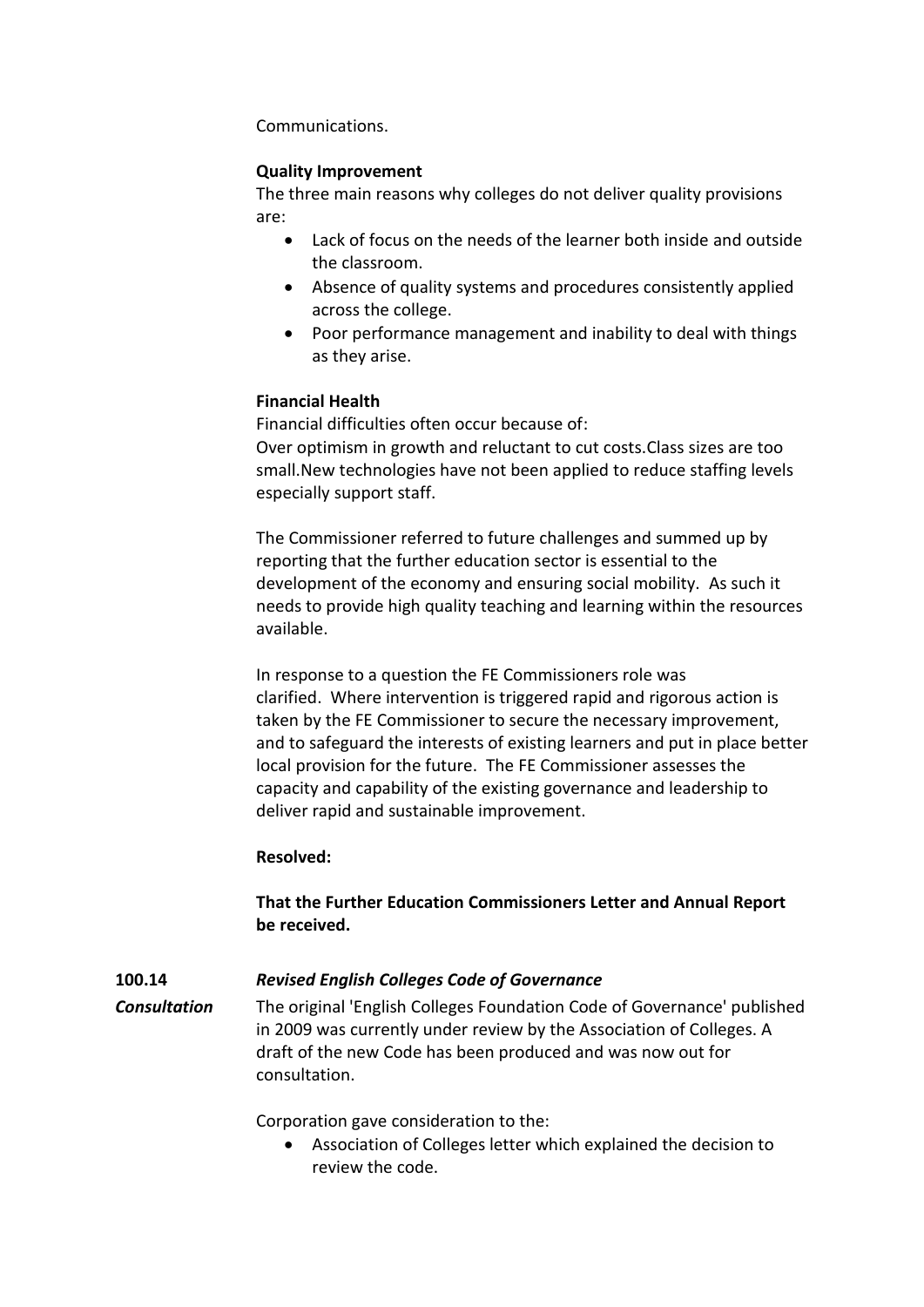Communications.

**Quality Improvement**

The three main reasons why colleges do not deliver quality provisions are:

- Lack of focus on the needs of the learner both inside and outside the classroom.
- Absence of quality systems and procedures consistently applied across the college.
- Poor performance management and inability to deal with things as they arise.

**Financial Health**

Financial difficulties often occur because of:
Over optimism in growth and reluctant to cut costs.Class sizes are too small.New technologies have not been applied to reduce staffing levels especially support staff.

The Commissioner referred to future challenges and summed up by reporting that the further education sector is essential to the development of the economy and ensuring social mobility. As such it needs to provide high quality teaching and learning within the resources available.

In response to a question the FE Commissioners role was clarified. Where intervention is triggered rapid and rigorous action is taken by the FE Commissioner to secure the necessary improvement, and to safeguard the interests of existing learners and put in place better local provision for the future. The FE Commissioner assesses the capacity and capability of the existing governance and leadership to deliver rapid and sustainable improvement.

**Resolved:**

**That the Further Education Commissioners Letter and Annual Report be received.**

**100.14** ***Revised English Colleges Code of Governance***

***Consultation***

The original 'English Colleges Foundation Code of Governance' published in 2009 was currently under review by the Association of Colleges. A draft of the new Code has been produced and was now out for consultation.

Corporation gave consideration to the:

- Association of Colleges letter which explained the decision to review the code.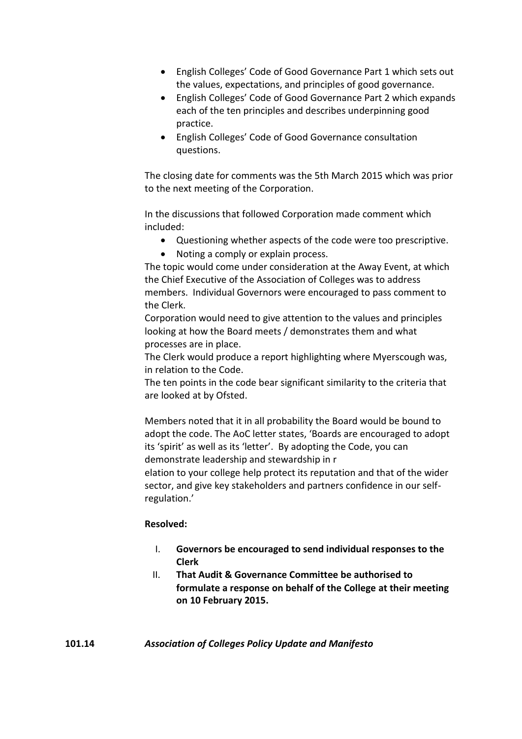- English Colleges' Code of Good Governance Part 1 which sets out the values, expectations, and principles of good governance.
- English Colleges' Code of Good Governance Part 2 which expands each of the ten principles and describes underpinning good practice.
- English Colleges' Code of Good Governance consultation questions.

The closing date for comments was the 5th March 2015 which was prior to the next meeting of the Corporation.

In the discussions that followed Corporation made comment which included:

- Questioning whether aspects of the code were too prescriptive.
- Noting a comply or explain process.

The topic would come under consideration at the Away Event, at which the Chief Executive of the Association of Colleges was to address members. Individual Governors were encouraged to pass comment to the Clerk.

Corporation would need to give attention to the values and principles looking at how the Board meets / demonstrates them and what processes are in place.

The Clerk would produce a report highlighting where Myerscough was, in relation to the Code.

The ten points in the code bear significant similarity to the criteria that are looked at by Ofsted.

Members noted that it in all probability the Board would be bound to adopt the code. The AoC letter states, 'Boards are encouraged to adopt its 'spirit' as well as its 'letter'. By adopting the Code, you can demonstrate leadership and stewardship in r
elation to your college help protect its reputation and that of the wider sector, and give key stakeholders and partners confidence in our self-regulation.'

**Resolved:**

I. **Governors be encouraged to send individual responses to the Clerk**
II. **That Audit & Governance Committee be authorised to formulate a response on behalf of the College at their meeting on 10 February 2015.**

**101.14** ***Association of Colleges Policy Update and Manifesto***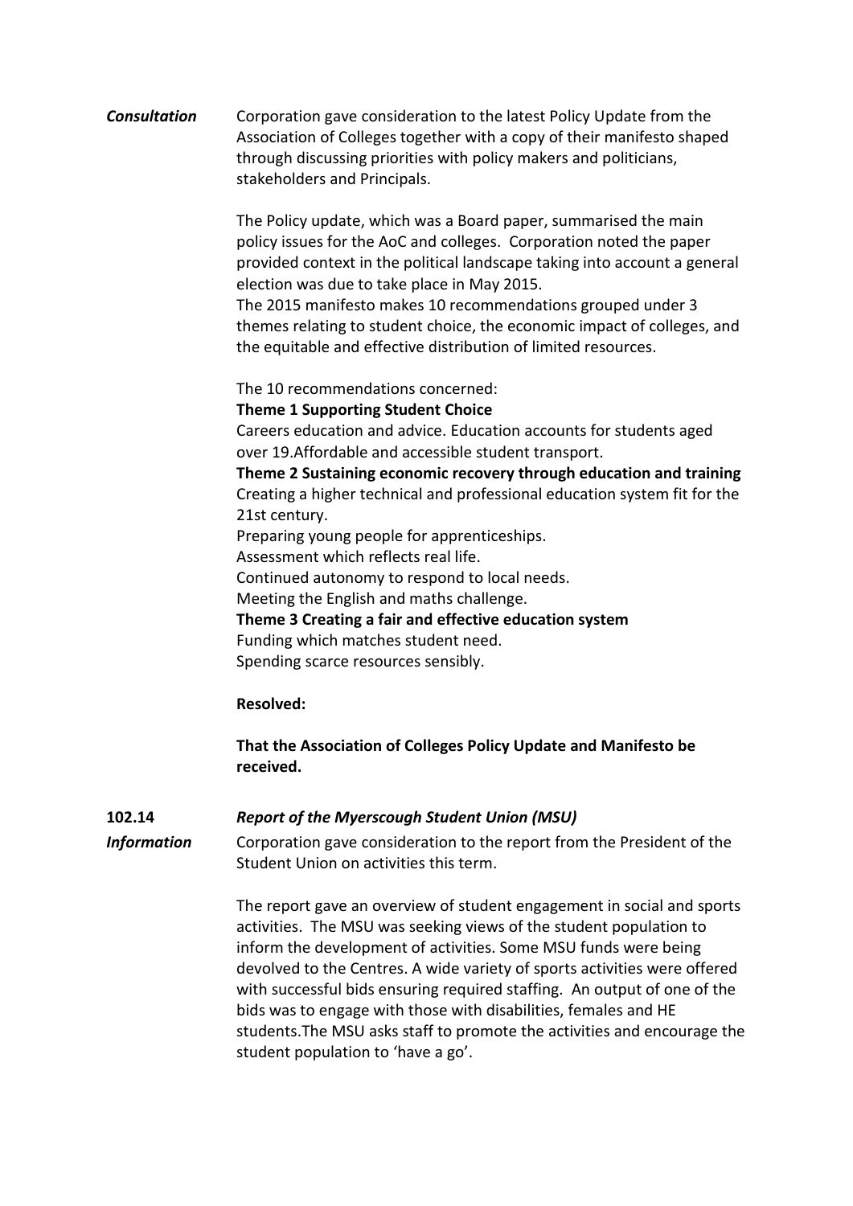***Consultation*** Corporation gave consideration to the latest Policy Update from the Association of Colleges together with a copy of their manifesto shaped through discussing priorities with policy makers and politicians, stakeholders and Principals.

The Policy update, which was a Board paper, summarised the main policy issues for the AoC and colleges. Corporation noted the paper provided context in the political landscape taking into account a general election was due to take place in May 2015.
The 2015 manifesto makes 10 recommendations grouped under 3 themes relating to student choice, the economic impact of colleges, and the equitable and effective distribution of limited resources.

The 10 recommendations concerned:
**Theme 1 Supporting Student Choice**
Careers education and advice. Education accounts for students aged over 19.Affordable and accessible student transport.
**Theme 2 Sustaining economic recovery through education and training**
Creating a higher technical and professional education system fit for the 21st century.
Preparing young people for apprenticeships.
Assessment which reflects real life.
Continued autonomy to respond to local needs.
Meeting the English and maths challenge.
**Theme 3 Creating a fair and effective education system**
Funding which matches student need.
Spending scarce resources sensibly.

**Resolved:**

**That the Association of Colleges Policy Update and Manifesto be received.**

**102.14** ***Report of the Myerscough Student Union (MSU)***

***Information*** Corporation gave consideration to the report from the President of the Student Union on activities this term.

The report gave an overview of student engagement in social and sports activities. The MSU was seeking views of the student population to inform the development of activities. Some MSU funds were being devolved to the Centres. A wide variety of sports activities were offered with successful bids ensuring required staffing. An output of one of the bids was to engage with those with disabilities, females and HE students.The MSU asks staff to promote the activities and encourage the student population to 'have a go'.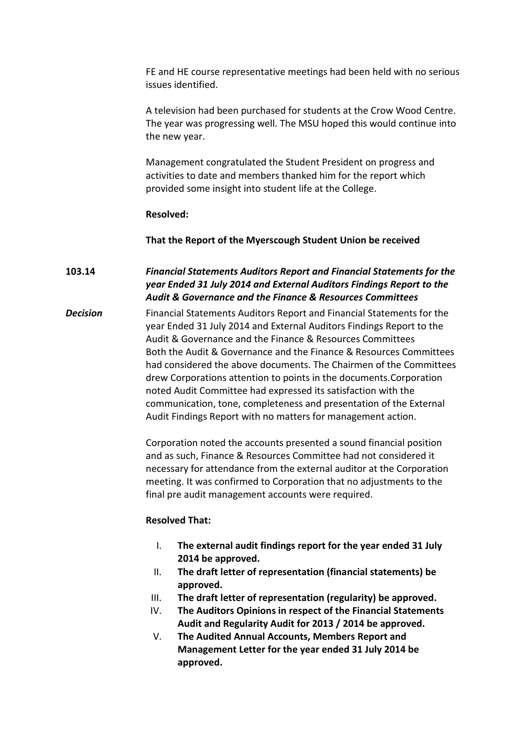FE and HE course representative meetings had been held with no serious issues identified.

A television had been purchased for students at the Crow Wood Centre. The year was progressing well. The MSU hoped this would continue into the new year.

Management congratulated the Student President on progress and activities to date and members thanked him for the report which provided some insight into student life at the College.

**Resolved:**

**That the Report of the Myerscough Student Union be received**

**103.14** ***Financial Statements Auditors Report and Financial Statements for the year Ended 31 July 2014 and External Auditors Findings Report to the Audit & Governance and the Finance & Resources Committees***

***Decision***

Financial Statements Auditors Report and Financial Statements for the year Ended 31 July 2014 and External Auditors Findings Report to the Audit & Governance and the Finance & Resources Committees
Both the Audit & Governance and the Finance & Resources Committees had considered the above documents. The Chairmen of the Committees drew Corporations attention to points in the documents.Corporation noted Audit Committee had expressed its satisfaction with the communication, tone, completeness and presentation of the External Audit Findings Report with no matters for management action.

Corporation noted the accounts presented a sound financial position and as such, Finance & Resources Committee had not considered it necessary for attendance from the external auditor at the Corporation meeting. It was confirmed to Corporation that no adjustments to the final pre audit management accounts were required.

**Resolved That:**

I. **The external audit findings report for the year ended 31 July 2014 be approved.**
II. **The draft letter of representation (financial statements) be approved.**
III. **The draft letter of representation (regularity) be approved.**
IV. **The Auditors Opinions in respect of the Financial Statements Audit and Regularity Audit for 2013 / 2014 be approved.**
V. **The Audited Annual Accounts, Members Report and Management Letter for the year ended 31 July 2014 be approved.**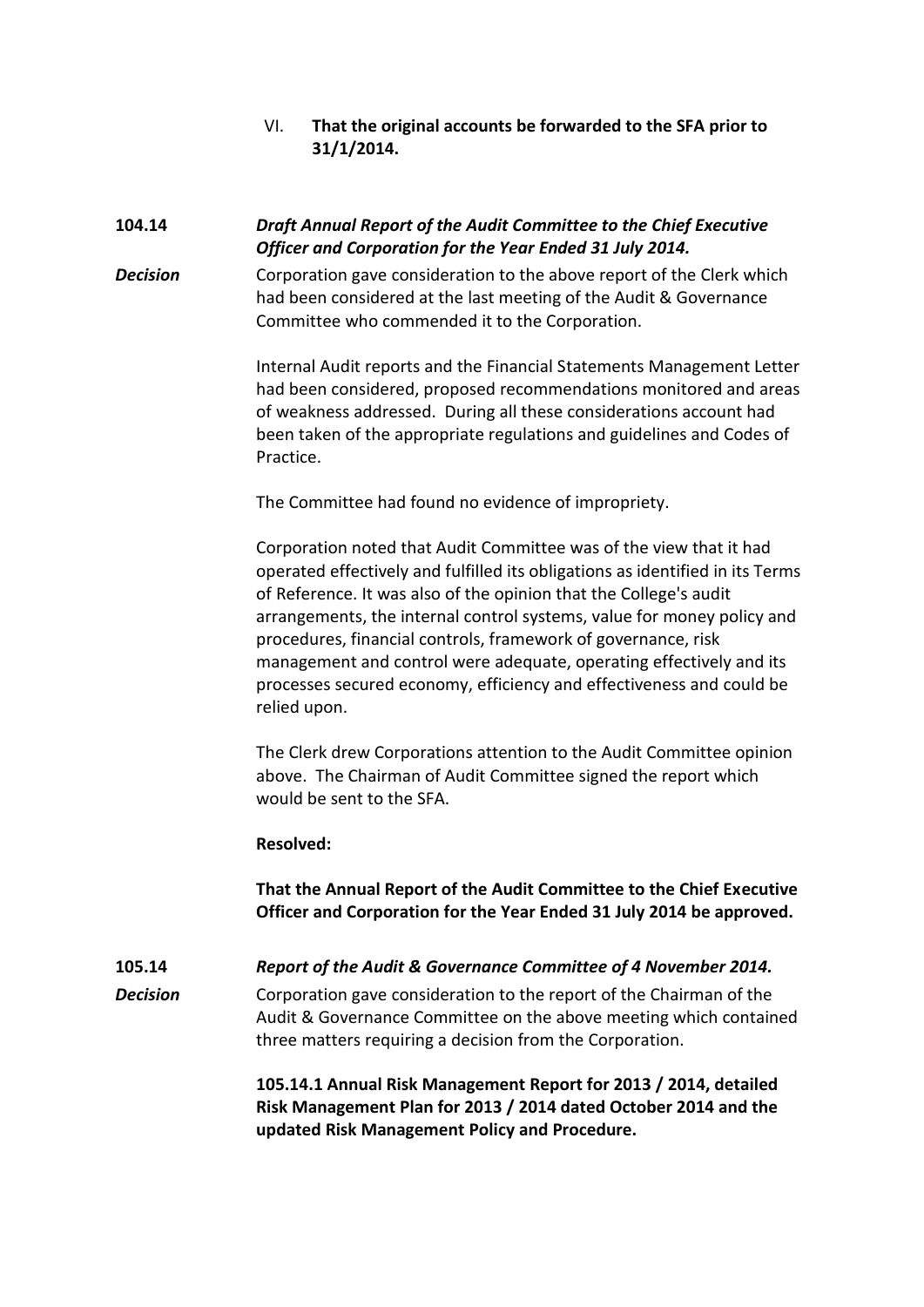VI. **That the original accounts be forwarded to the SFA prior to 31/1/2014.**

**104.14** ***Draft Annual Report of the Audit Committee to the Chief Executive Officer and Corporation for the Year Ended 31 July 2014.***

***Decision*** Corporation gave consideration to the above report of the Clerk which had been considered at the last meeting of the Audit & Governance Committee who commended it to the Corporation.

Internal Audit reports and the Financial Statements Management Letter had been considered, proposed recommendations monitored and areas of weakness addressed. During all these considerations account had been taken of the appropriate regulations and guidelines and Codes of Practice.

The Committee had found no evidence of impropriety.

Corporation noted that Audit Committee was of the view that it had operated effectively and fulfilled its obligations as identified in its Terms of Reference. It was also of the opinion that the College's audit arrangements, the internal control systems, value for money policy and procedures, financial controls, framework of governance, risk management and control were adequate, operating effectively and its processes secured economy, efficiency and effectiveness and could be relied upon.

The Clerk drew Corporations attention to the Audit Committee opinion above. The Chairman of Audit Committee signed the report which would be sent to the SFA.

**Resolved:**

**That the Annual Report of the Audit Committee to the Chief Executive Officer and Corporation for the Year Ended 31 July 2014 be approved.**

**105.14** ***Report of the Audit & Governance Committee of 4 November 2014.***

***Decision*** Corporation gave consideration to the report of the Chairman of the Audit & Governance Committee on the above meeting which contained three matters requiring a decision from the Corporation.

**105.14.1 Annual Risk Management Report for 2013 / 2014, detailed Risk Management Plan for 2013 / 2014 dated October 2014 and the updated Risk Management Policy and Procedure.**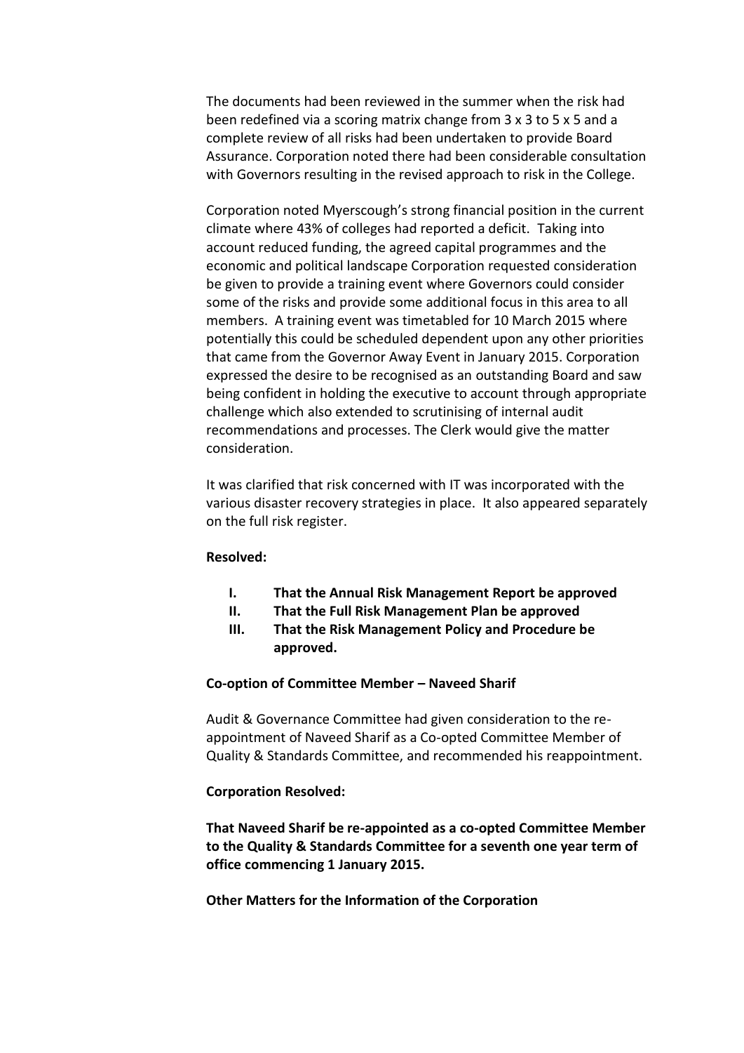The documents had been reviewed in the summer when the risk had been redefined via a scoring matrix change from 3 x 3 to 5 x 5 and a complete review of all risks had been undertaken to provide Board Assurance. Corporation noted there had been considerable consultation with Governors resulting in the revised approach to risk in the College.

Corporation noted Myerscough's strong financial position in the current climate where 43% of colleges had reported a deficit. Taking into account reduced funding, the agreed capital programmes and the economic and political landscape Corporation requested consideration be given to provide a training event where Governors could consider some of the risks and provide some additional focus in this area to all members. A training event was timetabled for 10 March 2015 where potentially this could be scheduled dependent upon any other priorities that came from the Governor Away Event in January 2015. Corporation expressed the desire to be recognised as an outstanding Board and saw being confident in holding the executive to account through appropriate challenge which also extended to scrutinising of internal audit recommendations and processes. The Clerk would give the matter consideration.

It was clarified that risk concerned with IT was incorporated with the various disaster recovery strategies in place. It also appeared separately on the full risk register.

**Resolved:**

- **I. That the Annual Risk Management Report be approved**
- **II. That the Full Risk Management Plan be approved**
- **III. That the Risk Management Policy and Procedure be approved.**

**Co-option of Committee Member – Naveed Sharif**

Audit & Governance Committee had given consideration to the re-appointment of Naveed Sharif as a Co-opted Committee Member of Quality & Standards Committee, and recommended his reappointment.

**Corporation Resolved:**

**That Naveed Sharif be re-appointed as a co-opted Committee Member to the Quality & Standards Committee for a seventh one year term of office commencing 1 January 2015.**

**Other Matters for the Information of the Corporation**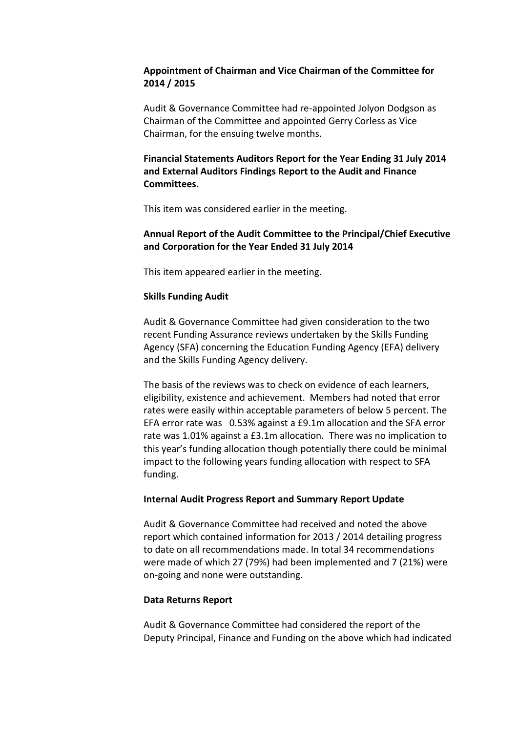**Appointment of Chairman and Vice Chairman of the Committee for 2014 / 2015**

Audit & Governance Committee had re-appointed Jolyon Dodgson as Chairman of the Committee and appointed Gerry Corless as Vice Chairman, for the ensuing twelve months.

**Financial Statements Auditors Report for the Year Ending 31 July 2014 and External Auditors Findings Report to the Audit and Finance Committees.**

This item was considered earlier in the meeting.

**Annual Report of the Audit Committee to the Principal/Chief Executive and Corporation for the Year Ended 31 July 2014**

This item appeared earlier in the meeting.

**Skills Funding Audit**

Audit & Governance Committee had given consideration to the two recent Funding Assurance reviews undertaken by the Skills Funding Agency (SFA) concerning the Education Funding Agency (EFA) delivery and the Skills Funding Agency delivery.

The basis of the reviews was to check on evidence of each learners, eligibility, existence and achievement. Members had noted that error rates were easily within acceptable parameters of below 5 percent. The EFA error rate was 0.53% against a £9.1m allocation and the SFA error rate was 1.01% against a £3.1m allocation. There was no implication to this year's funding allocation though potentially there could be minimal impact to the following years funding allocation with respect to SFA funding.

**Internal Audit Progress Report and Summary Report Update**

Audit & Governance Committee had received and noted the above report which contained information for 2013 / 2014 detailing progress to date on all recommendations made. In total 34 recommendations were made of which 27 (79%) had been implemented and 7 (21%) were on-going and none were outstanding.

**Data Returns Report**

Audit & Governance Committee had considered the report of the Deputy Principal, Finance and Funding on the above which had indicated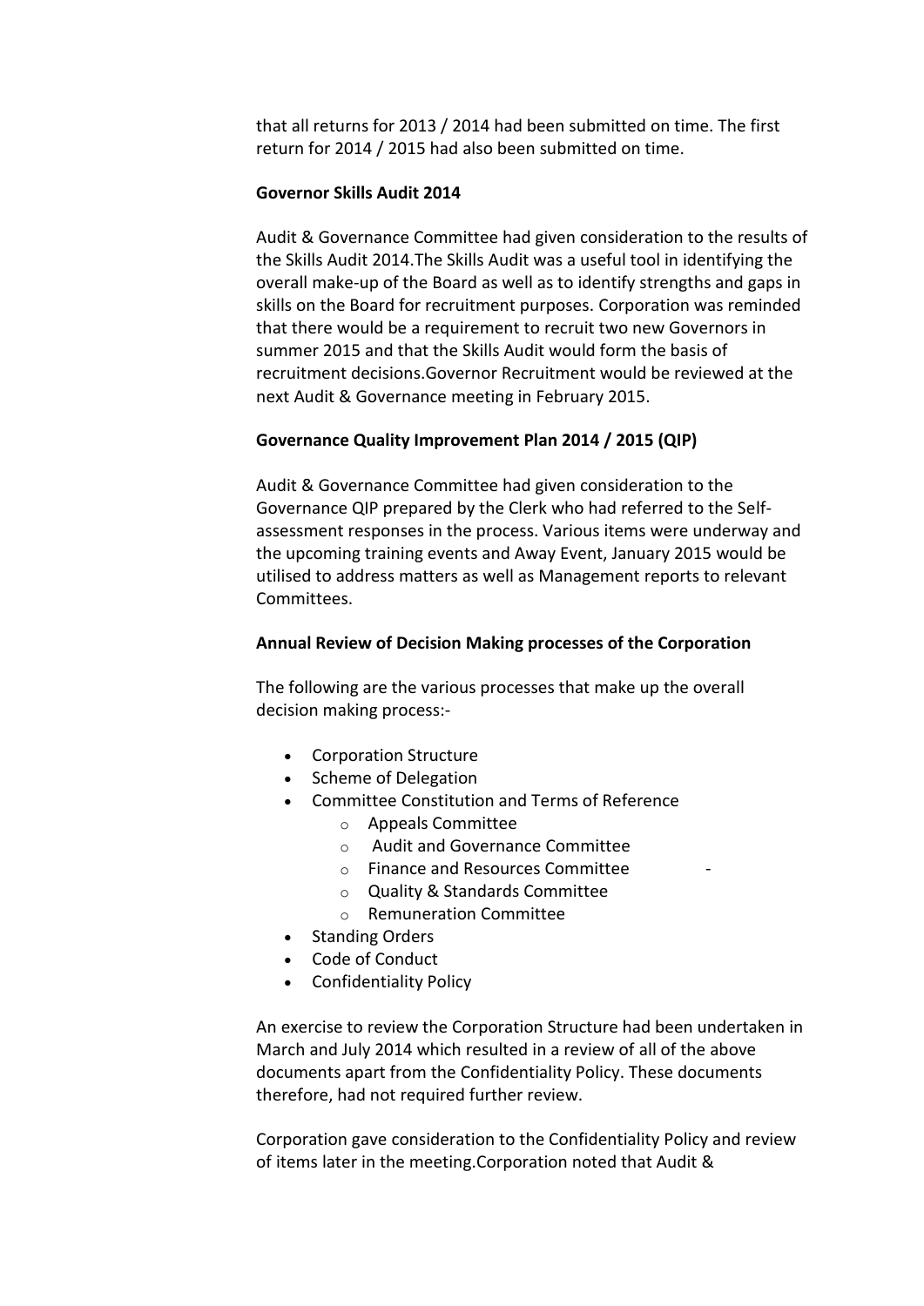that all returns for 2013 / 2014 had been submitted on time. The first return for 2014 / 2015 had also been submitted on time.

**Governor Skills Audit 2014**

Audit & Governance Committee had given consideration to the results of the Skills Audit 2014.The Skills Audit was a useful tool in identifying the overall make-up of the Board as well as to identify strengths and gaps in skills on the Board for recruitment purposes. Corporation was reminded that there would be a requirement to recruit two new Governors in summer 2015 and that the Skills Audit would form the basis of recruitment decisions.Governor Recruitment would be reviewed at the next Audit & Governance meeting in February 2015.

**Governance Quality Improvement Plan 2014 / 2015 (QIP)**

Audit & Governance Committee had given consideration to the Governance QIP prepared by the Clerk who had referred to the Self-assessment responses in the process. Various items were underway and the upcoming training events and Away Event, January 2015 would be utilised to address matters as well as Management reports to relevant Committees.

**Annual Review of Decision Making processes of the Corporation**

The following are the various processes that make up the overall decision making process:-

- Corporation Structure
- Scheme of Delegation
- Committee Constitution and Terms of Reference
    - Appeals Committee
    - Audit and Governance Committee
    - Finance and Resources Committee -
    - Quality & Standards Committee
    - Remuneration Committee
- Standing Orders
- Code of Conduct
- Confidentiality Policy

An exercise to review the Corporation Structure had been undertaken in March and July 2014 which resulted in a review of all of the above documents apart from the Confidentiality Policy. These documents therefore, had not required further review.

Corporation gave consideration to the Confidentiality Policy and review of items later in the meeting.Corporation noted that Audit &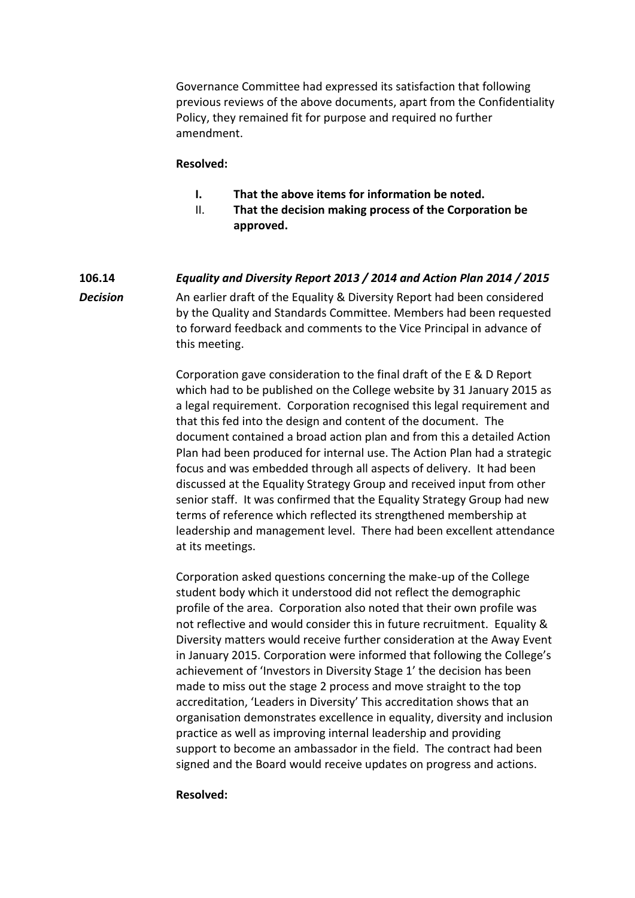Governance Committee had expressed its satisfaction that following previous reviews of the above documents, apart from the Confidentiality Policy, they remained fit for purpose and required no further amendment.

**Resolved:**

- **I. That the above items for information be noted.**
- II. **That the decision making process of the Corporation be approved.**

**106.14** ***Equality and Diversity Report 2013 / 2014 and Action Plan 2014 / 2015***

***Decision***

An earlier draft of the Equality & Diversity Report had been considered by the Quality and Standards Committee. Members had been requested to forward feedback and comments to the Vice Principal in advance of this meeting.

Corporation gave consideration to the final draft of the E & D Report which had to be published on the College website by 31 January 2015 as a legal requirement. Corporation recognised this legal requirement and that this fed into the design and content of the document. The document contained a broad action plan and from this a detailed Action Plan had been produced for internal use. The Action Plan had a strategic focus and was embedded through all aspects of delivery. It had been discussed at the Equality Strategy Group and received input from other senior staff. It was confirmed that the Equality Strategy Group had new terms of reference which reflected its strengthened membership at leadership and management level. There had been excellent attendance at its meetings.

Corporation asked questions concerning the make-up of the College student body which it understood did not reflect the demographic profile of the area. Corporation also noted that their own profile was not reflective and would consider this in future recruitment. Equality & Diversity matters would receive further consideration at the Away Event in January 2015. Corporation were informed that following the College's achievement of 'Investors in Diversity Stage 1' the decision has been made to miss out the stage 2 process and move straight to the top accreditation, 'Leaders in Diversity' This accreditation shows that an organisation demonstrates excellence in equality, diversity and inclusion practice as well as improving internal leadership and providing support to become an ambassador in the field. The contract had been signed and the Board would receive updates on progress and actions.

**Resolved:**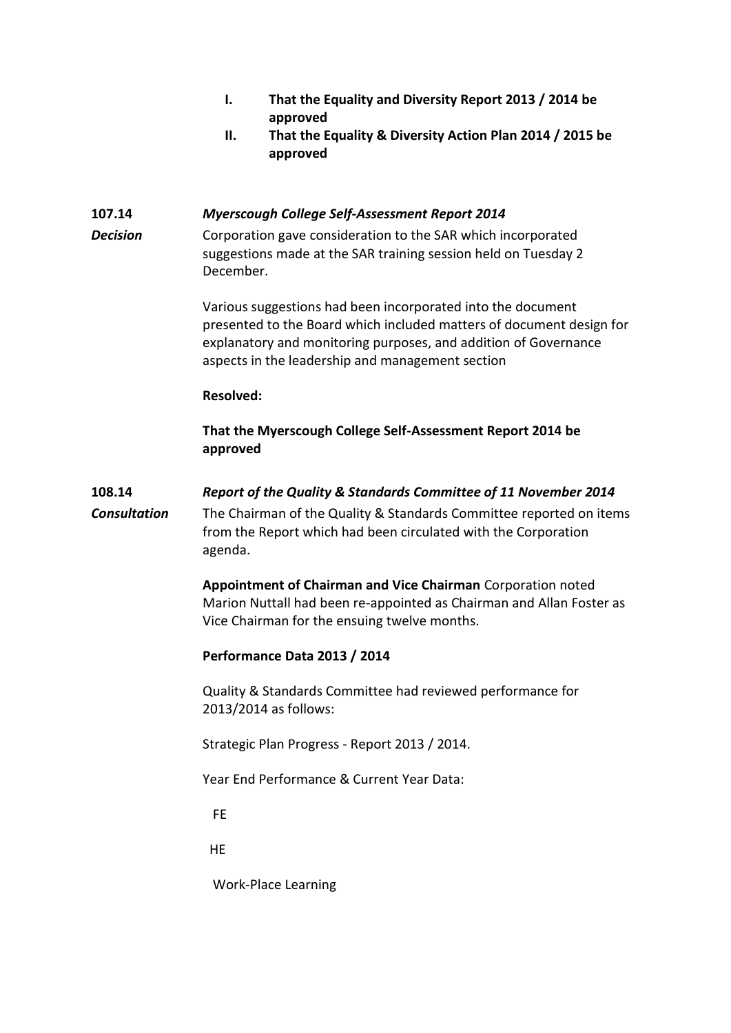- **I. That the Equality and Diversity Report 2013 / 2014 be approved**
- **II. That the Equality & Diversity Action Plan 2014 / 2015 be approved**

**107.14** ***Myerscough College Self-Assessment Report 2014***

***Decision***

Corporation gave consideration to the SAR which incorporated suggestions made at the SAR training session held on Tuesday 2 December.

Various suggestions had been incorporated into the document presented to the Board which included matters of document design for explanatory and monitoring purposes, and addition of Governance aspects in the leadership and management section

**Resolved:**

**That the Myerscough College Self-Assessment Report 2014 be approved**

**108.14** ***Report of the Quality & Standards Committee of 11 November 2014***

***Consultation***

The Chairman of the Quality & Standards Committee reported on items from the Report which had been circulated with the Corporation agenda.

**Appointment of Chairman and Vice Chairman** Corporation noted Marion Nuttall had been re-appointed as Chairman and Allan Foster as Vice Chairman for the ensuing twelve months.

**Performance Data 2013 / 2014**

Quality & Standards Committee had reviewed performance for 2013/2014 as follows:

Strategic Plan Progress - Report 2013 / 2014.

Year End Performance & Current Year Data:

FE

HE

Work-Place Learning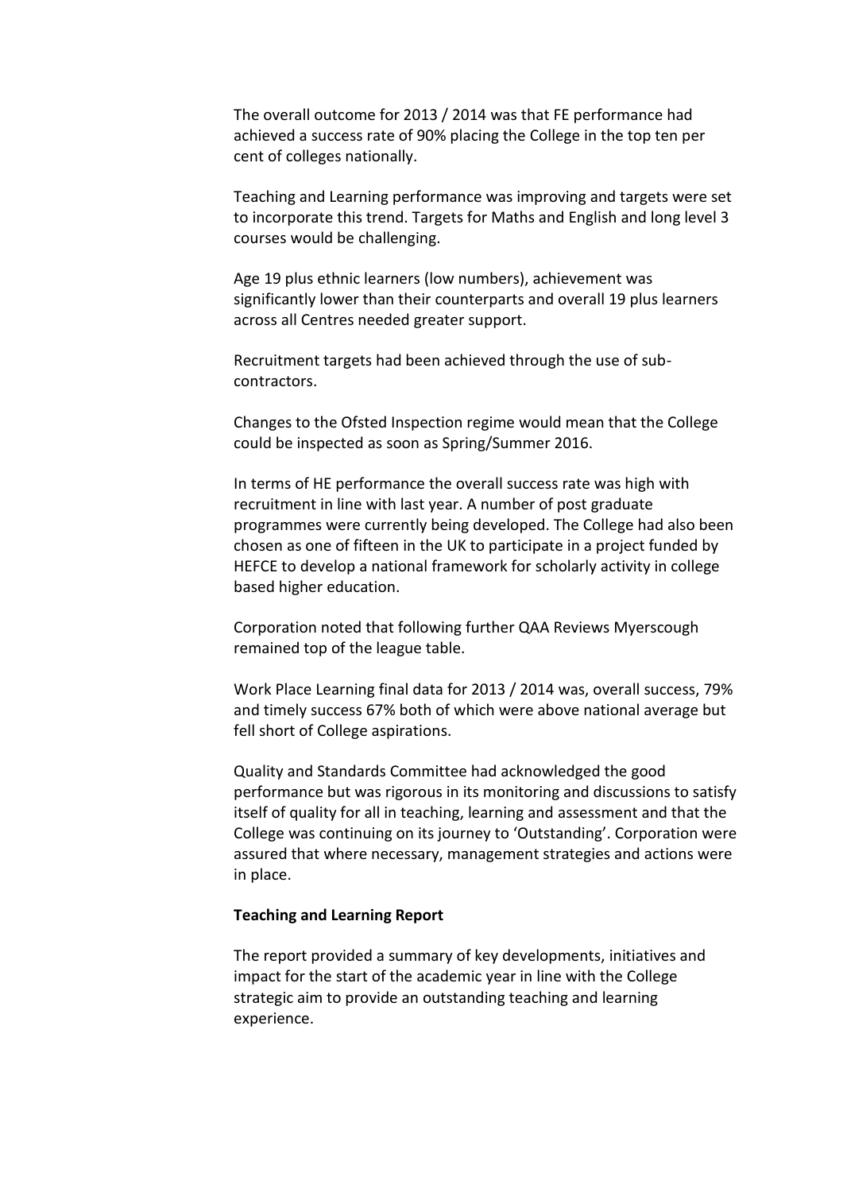The overall outcome for 2013 / 2014 was that FE performance had achieved a success rate of 90% placing the College in the top ten per cent of colleges nationally.

Teaching and Learning performance was improving and targets were set to incorporate this trend. Targets for Maths and English and long level 3 courses would be challenging.

Age 19 plus ethnic learners (low numbers), achievement was significantly lower than their counterparts and overall 19 plus learners across all Centres needed greater support.

Recruitment targets had been achieved through the use of sub-contractors.

Changes to the Ofsted Inspection regime would mean that the College could be inspected as soon as Spring/Summer 2016.

In terms of HE performance the overall success rate was high with recruitment in line with last year. A number of post graduate programmes were currently being developed. The College had also been chosen as one of fifteen in the UK to participate in a project funded by HEFCE to develop a national framework for scholarly activity in college based higher education.

Corporation noted that following further QAA Reviews Myerscough remained top of the league table.

Work Place Learning final data for 2013 / 2014 was, overall success, 79% and timely success 67% both of which were above national average but fell short of College aspirations.

Quality and Standards Committee had acknowledged the good performance but was rigorous in its monitoring and discussions to satisfy itself of quality for all in teaching, learning and assessment and that the College was continuing on its journey to 'Outstanding'. Corporation were assured that where necessary, management strategies and actions were in place.

**Teaching and Learning Report**

The report provided a summary of key developments, initiatives and impact for the start of the academic year in line with the College strategic aim to provide an outstanding teaching and learning experience.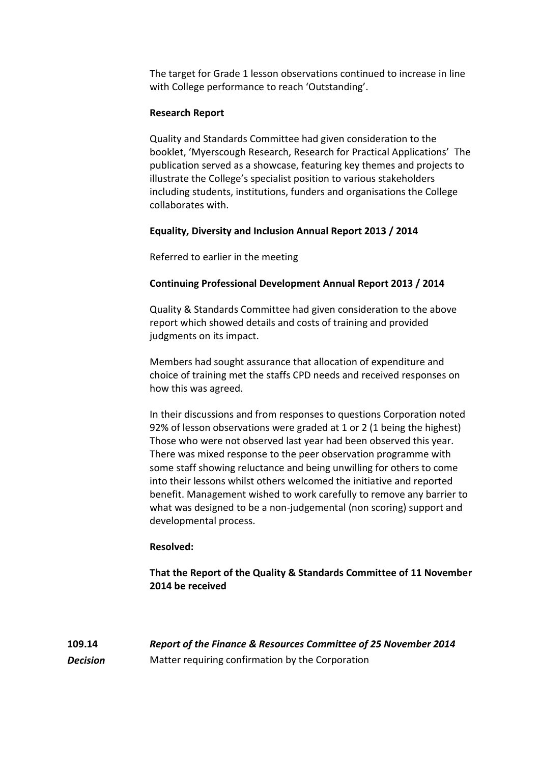The target for Grade 1 lesson observations continued to increase in line with College performance to reach 'Outstanding'.

**Research Report**

Quality and Standards Committee had given consideration to the booklet, 'Myerscough Research, Research for Practical Applications' The publication served as a showcase, featuring key themes and projects to illustrate the College's specialist position to various stakeholders including students, institutions, funders and organisations the College collaborates with.

**Equality, Diversity and Inclusion Annual Report 2013 / 2014**

Referred to earlier in the meeting

**Continuing Professional Development Annual Report 2013 / 2014**

Quality & Standards Committee had given consideration to the above report which showed details and costs of training and provided judgments on its impact.

Members had sought assurance that allocation of expenditure and choice of training met the staffs CPD needs and received responses on how this was agreed.

In their discussions and from responses to questions Corporation noted 92% of lesson observations were graded at 1 or 2 (1 being the highest) Those who were not observed last year had been observed this year. There was mixed response to the peer observation programme with some staff showing reluctance and being unwilling for others to come into their lessons whilst others welcomed the initiative and reported benefit. Management wished to work carefully to remove any barrier to what was designed to be a non-judgemental (non scoring) support and developmental process.

**Resolved:**

**That the Report of the Quality & Standards Committee of 11 November 2014 be received**

**109.14** ***Report of the Finance & Resources Committee of 25 November 2014***

***Decision*** Matter requiring confirmation by the Corporation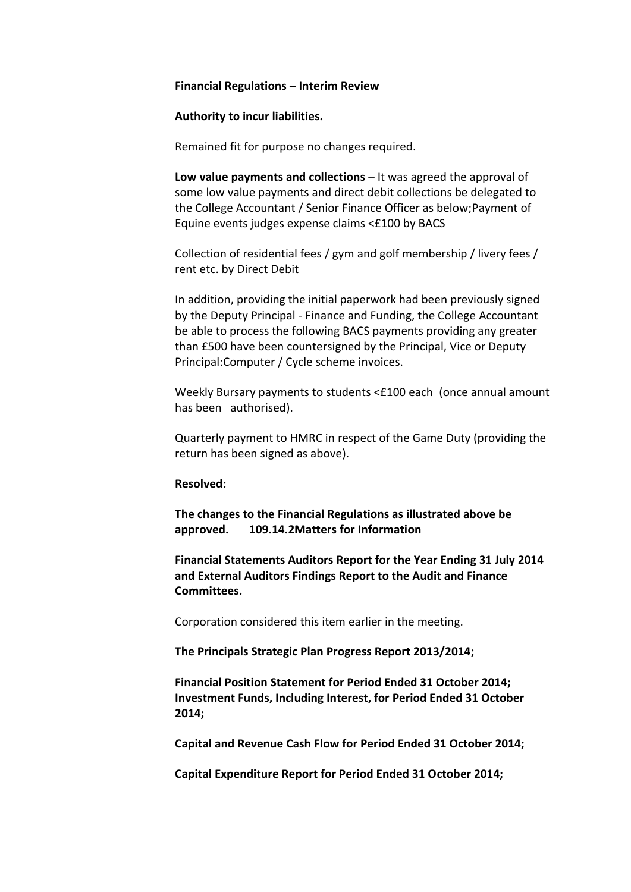**Financial Regulations – Interim Review**

**Authority to incur liabilities.**

Remained fit for purpose no changes required.

**Low value payments and collections** – It was agreed the approval of some low value payments and direct debit collections be delegated to the College Accountant / Senior Finance Officer as below;Payment of Equine events judges expense claims <£100 by BACS

Collection of residential fees / gym and golf membership / livery fees / rent etc. by Direct Debit

In addition, providing the initial paperwork had been previously signed by the Deputy Principal - Finance and Funding, the College Accountant be able to process the following BACS payments providing any greater than £500 have been countersigned by the Principal, Vice or Deputy Principal:Computer / Cycle scheme invoices.

Weekly Bursary payments to students <£100 each (once annual amount has been authorised).

Quarterly payment to HMRC in respect of the Game Duty (providing the return has been signed as above).

**Resolved:**

**The changes to the Financial Regulations as illustrated above be approved. 109.14.2Matters for Information**

**Financial Statements Auditors Report for the Year Ending 31 July 2014 and External Auditors Findings Report to the Audit and Finance Committees.**

Corporation considered this item earlier in the meeting.

**The Principals Strategic Plan Progress Report 2013/2014;**

**Financial Position Statement for Period Ended 31 October 2014; Investment Funds, Including Interest, for Period Ended 31 October 2014;**

**Capital and Revenue Cash Flow for Period Ended 31 October 2014;**

**Capital Expenditure Report for Period Ended 31 October 2014;**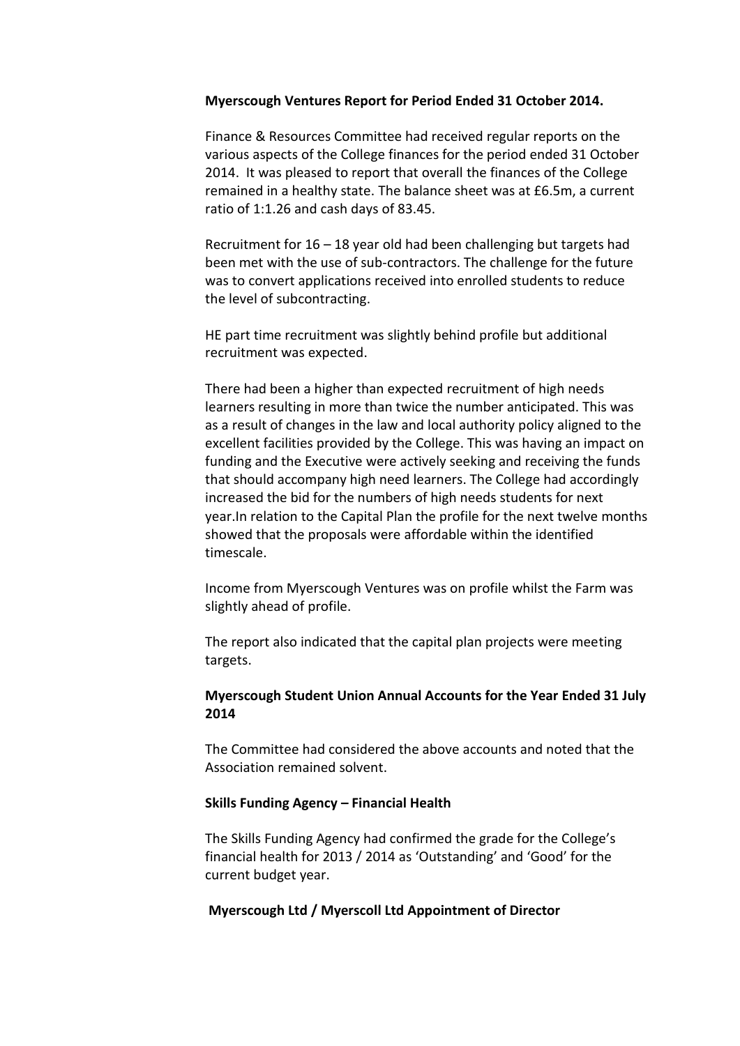**Myerscough Ventures Report for Period Ended 31 October 2014.**

Finance & Resources Committee had received regular reports on the various aspects of the College finances for the period ended 31 October 2014. It was pleased to report that overall the finances of the College remained in a healthy state. The balance sheet was at £6.5m, a current ratio of 1:1.26 and cash days of 83.45.

Recruitment for 16 – 18 year old had been challenging but targets had been met with the use of sub-contractors. The challenge for the future was to convert applications received into enrolled students to reduce the level of subcontracting.

HE part time recruitment was slightly behind profile but additional recruitment was expected.

There had been a higher than expected recruitment of high needs learners resulting in more than twice the number anticipated. This was as a result of changes in the law and local authority policy aligned to the excellent facilities provided by the College. This was having an impact on funding and the Executive were actively seeking and receiving the funds that should accompany high need learners. The College had accordingly increased the bid for the numbers of high needs students for next year.In relation to the Capital Plan the profile for the next twelve months showed that the proposals were affordable within the identified timescale.

Income from Myerscough Ventures was on profile whilst the Farm was slightly ahead of profile.

The report also indicated that the capital plan projects were meeting targets.

**Myerscough Student Union Annual Accounts for the Year Ended 31 July 2014**

The Committee had considered the above accounts and noted that the Association remained solvent.

**Skills Funding Agency – Financial Health**

The Skills Funding Agency had confirmed the grade for the College's financial health for 2013 / 2014 as 'Outstanding' and 'Good' for the current budget year.

**Myerscough Ltd / Myerscoll Ltd Appointment of Director**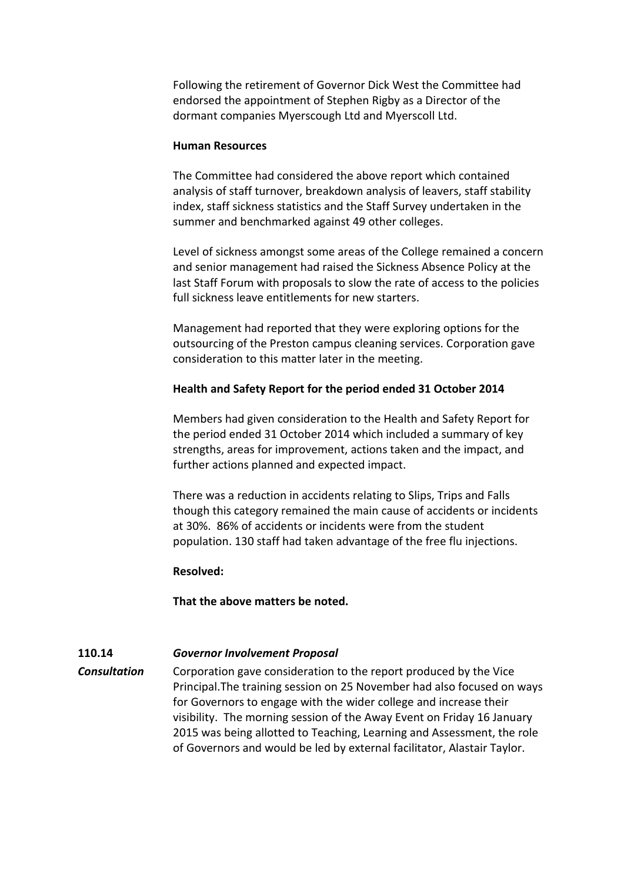Following the retirement of Governor Dick West the Committee had endorsed the appointment of Stephen Rigby as a Director of the dormant companies Myerscough Ltd and Myerscoll Ltd.

**Human Resources**

The Committee had considered the above report which contained analysis of staff turnover, breakdown analysis of leavers, staff stability index, staff sickness statistics and the Staff Survey undertaken in the summer and benchmarked against 49 other colleges.

Level of sickness amongst some areas of the College remained a concern and senior management had raised the Sickness Absence Policy at the last Staff Forum with proposals to slow the rate of access to the policies full sickness leave entitlements for new starters.

Management had reported that they were exploring options for the outsourcing of the Preston campus cleaning services. Corporation gave consideration to this matter later in the meeting.

**Health and Safety Report for the period ended 31 October 2014**

Members had given consideration to the Health and Safety Report for the period ended 31 October 2014 which included a summary of key strengths, areas for improvement, actions taken and the impact, and further actions planned and expected impact.

There was a reduction in accidents relating to Slips, Trips and Falls though this category remained the main cause of accidents or incidents at 30%. 86% of accidents or incidents were from the student population. 130 staff had taken advantage of the free flu injections.

**Resolved:**

**That the above matters be noted.**

**110.14** ***Governor Involvement Proposal***

***Consultation***

Corporation gave consideration to the report produced by the Vice Principal.The training session on 25 November had also focused on ways for Governors to engage with the wider college and increase their visibility. The morning session of the Away Event on Friday 16 January 2015 was being allotted to Teaching, Learning and Assessment, the role of Governors and would be led by external facilitator, Alastair Taylor.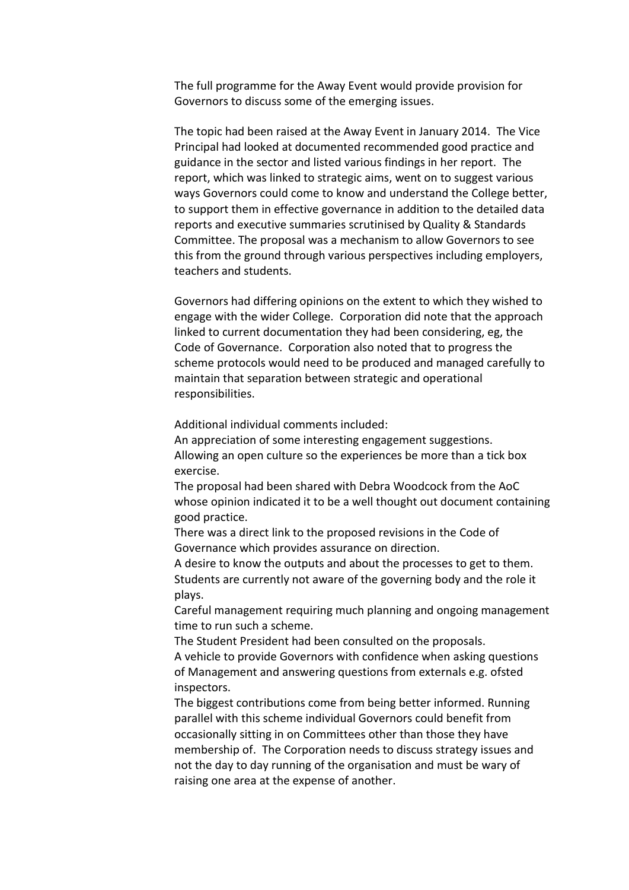The full programme for the Away Event would provide provision for Governors to discuss some of the emerging issues.

The topic had been raised at the Away Event in January 2014. The Vice Principal had looked at documented recommended good practice and guidance in the sector and listed various findings in her report. The report, which was linked to strategic aims, went on to suggest various ways Governors could come to know and understand the College better, to support them in effective governance in addition to the detailed data reports and executive summaries scrutinised by Quality & Standards Committee. The proposal was a mechanism to allow Governors to see this from the ground through various perspectives including employers, teachers and students.

Governors had differing opinions on the extent to which they wished to engage with the wider College. Corporation did note that the approach linked to current documentation they had been considering, eg, the Code of Governance. Corporation also noted that to progress the scheme protocols would need to be produced and managed carefully to maintain that separation between strategic and operational responsibilities.

Additional individual comments included:
An appreciation of some interesting engagement suggestions.
Allowing an open culture so the experiences be more than a tick box exercise.
The proposal had been shared with Debra Woodcock from the AoC whose opinion indicated it to be a well thought out document containing good practice.
There was a direct link to the proposed revisions in the Code of Governance which provides assurance on direction.
A desire to know the outputs and about the processes to get to them.
Students are currently not aware of the governing body and the role it plays.
Careful management requiring much planning and ongoing management time to run such a scheme.
The Student President had been consulted on the proposals.
A vehicle to provide Governors with confidence when asking questions of Management and answering questions from externals e.g. ofsted inspectors.
The biggest contributions come from being better informed. Running parallel with this scheme individual Governors could benefit from occasionally sitting in on Committees other than those they have membership of. The Corporation needs to discuss strategy issues and not the day to day running of the organisation and must be wary of raising one area at the expense of another.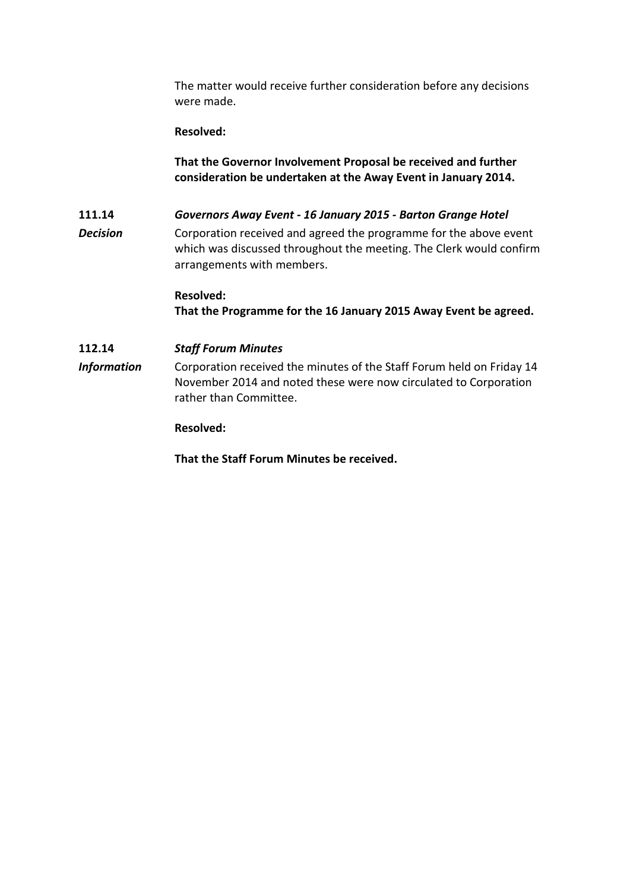The matter would receive further consideration before any decisions were made.

**Resolved:**

**That the Governor Involvement Proposal be received and further consideration be undertaken at the Away Event in January 2014.**

**111.14** ***Governors Away Event - 16 January 2015 - Barton Grange Hotel***

***Decision***

Corporation received and agreed the programme for the above event which was discussed throughout the meeting. The Clerk would confirm arrangements with members.

**Resolved:**
**That the Programme for the 16 January 2015 Away Event be agreed.**

**112.14** ***Staff Forum Minutes***

***Information***

Corporation received the minutes of the Staff Forum held on Friday 14 November 2014 and noted these were now circulated to Corporation rather than Committee.

**Resolved:**

**That the Staff Forum Minutes be received.**